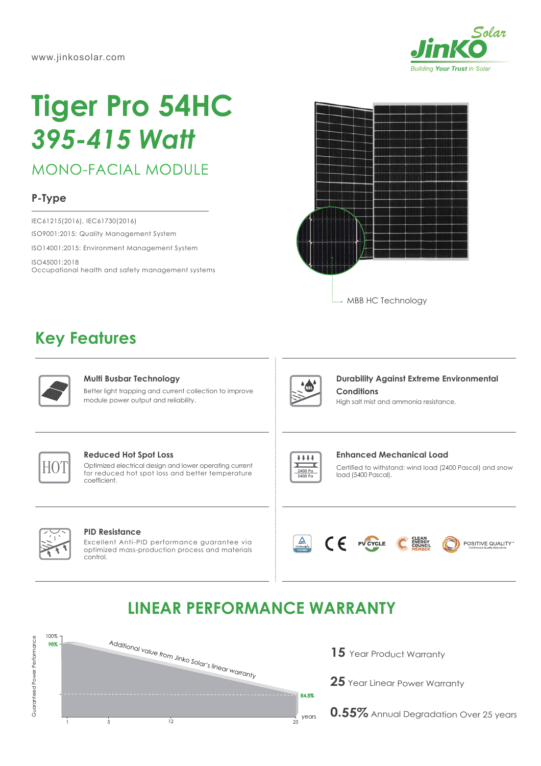www.jinkosolar.com

# Tiger Pro 54HC
# *395-415 Watt*

## MONO-FACIAL MODULE

### P-Type

IEC61215(2016), IEC61730(2016)

ISO9001:2015: Quality Management System

ISO14001:2015: Environment Management System

ISO45001:2018
Occupational health and safety management systems

MBB HC Technology

## Key Features

**Multi Busbar Technology**
Better light trapping and current collection to improve module power output and reliability.

**Durability Against Extreme Environmental Conditions**
High salt mist and ammonia resistance.

**Reduced Hot Spot Loss**
Optimized electrical design and lower operating current for reduced hot spot loss and better temperature coefficient.

**Enhanced Mechanical Load**
Certified to withstand: wind load (2400 Pascal) and snow load (5400 Pascal).

**PID Resistance**
Excellent Anti-PID performance guarantee via optimized mass-production process and materials control.

## LINEAR PERFORMANCE WARRANTY

Guaranteed Power Performance: 100%, 98%, 84.8%; years 1, 5, 12, 25

*Additional value from Jinko Solar's linear warranty*

**15** Year Product Warranty

**25** Year Linear Power Warranty

**0.55%** Annual Degradation Over 25 years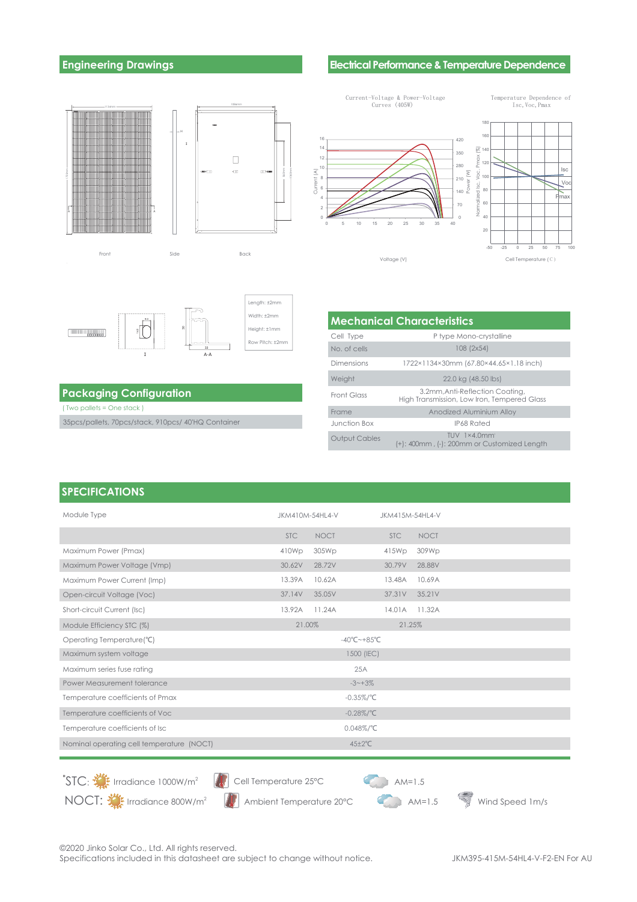## Engineering Drawings

Front

Side

Back

Length: ±2mm

Width: ±2mm

Height: ±1mm

Row Pitch: ±2mm

I

A-A

## Electrical Performance & Temperature Dependence

Current-Voltage & Power-Voltage Curves (405W)

Current (A)

Power (W)

Voltage (V)

Temperature Dependence of Isc, Voc, Pmax

Normalized Isc, Voc, Pmax (%)

Isc

Voc

Pmax

Cell Temperature (℃)

## Packaging Configuration

( Two pallets = One stack )

35pcs/pallets, 70pcs/stack, 910pcs/ 40'HQ Container

## Mechanical Characteristics

| | |
|---|---|
| Cell Type | P type Mono-crystalline |
| No. of cells | 108 (2x54) |
| Dimensions | 1722×1134×30mm (67.80×44.65×1.18 inch) |
| Weight | 22.0 kg (48.50 lbs) |
| Front Glass | 3.2mm,Anti-Reflection Coating, High Transmission, Low Iron, Tempered Glass |
| Frame | Anodized Aluminium Alloy |
| Junction Box | IP68 Rated |
| Output Cables | TUV 1×4.0mm² (+): 400mm , (-): 200mm or Customized Length |

## SPECIFICATIONS

| Module Type | JKM410M-54HL4-V | | JKM415M-54HL4-V | |
|---|---|---|---|---|
| | STC | NOCT | STC | NOCT |
| Maximum Power (Pmax) | 410Wp | 305Wp | 415Wp | 309Wp |
| Maximum Power Voltage (Vmp) | 30.62V | 28.72V | 30.79V | 28.88V |
| Maximum Power Current (Imp) | 13.39A | 10.62A | 13.48A | 10.69A |
| Open-circuit Voltage (Voc) | 37.14V | 35.05V | 37.31V | 35.21V |
| Short-circuit Current (Isc) | 13.92A | 11.24A | 14.01A | 11.32A |
| Module Efficiency STC (%) | 21.00% | | 21.25% | |
| Operating Temperature(℃) | -40℃~+85℃ | | | |
| Maximum system voltage | 1500 (IEC) | | | |
| Maximum series fuse rating | 25A | | | |
| Power Measurement tolerance | -3~+3% | | | |
| Temperature coefficients of Pmax | -0.35%/℃ | | | |
| Temperature coefficients of Voc | -0.28%/℃ | | | |
| Temperature coefficients of Isc | 0.048%/℃ | | | |
| Nominal operating cell temperature (NOCT) | 45±2℃ | | | |

*STC: Irradiance 1000W/m² Cell Temperature 25°C AM=1.5

NOCT: Irradiance 800W/m² Ambient Temperature 20°C AM=1.5 Wind Speed 1m/s

©2020 Jinko Solar Co., Ltd. All rights reserved.
Specifications included in this datasheet are subject to change without notice.

JKM395-415M-54HL4-V-F2-EN For AU